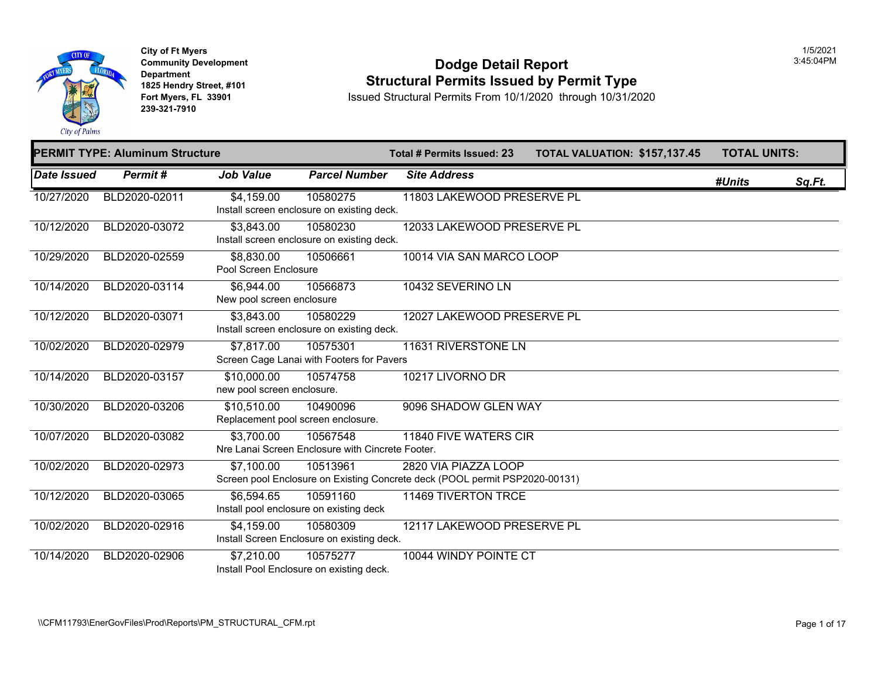City of Ft Myers
Community Development Department
1825 Hendry Street, #101
Fort Myers, FL 33901
239-321-7910

1/5/2021
3:45:04PM

# Dodge Detail Report

## Structural Permits Issued by Permit Type

Issued Structural Permits From 10/1/2020 through 10/31/2020

**PERMIT TYPE: Aluminum Structure** | **Total # Permits Issued: 23** | **TOTAL VALUATION: $157,137.45** | **TOTAL UNITS:**

| Date Issued | Permit # | Job Value | Parcel Number | Site Address | #Units | Sq.Ft. |
|---|---|---|---|---|---|---|
| 10/27/2020 | BLD2020-02011 | $4,159.00 | 10580275 | 11803 LAKEWOOD PRESERVE PL | | |
| | | Install screen enclosure on existing deck. | | | | |
| 10/12/2020 | BLD2020-03072 | $3,843.00 | 10580230 | 12033 LAKEWOOD PRESERVE PL | | |
| | | Install screen enclosure on existing deck. | | | | |
| 10/29/2020 | BLD2020-02559 | $8,830.00 | 10506661 | 10014 VIA SAN MARCO LOOP | | |
| | | Pool Screen Enclosure | | | | |
| 10/14/2020 | BLD2020-03114 | $6,944.00 | 10566873 | 10432 SEVERINO LN | | |
| | | New pool screen enclosure | | | | |
| 10/12/2020 | BLD2020-03071 | $3,843.00 | 10580229 | 12027 LAKEWOOD PRESERVE PL | | |
| | | Install screen enclosure on existing deck. | | | | |
| 10/02/2020 | BLD2020-02979 | $7,817.00 | 10575301 | 11631 RIVERSTONE LN | | |
| | | Screen Cage Lanai with Footers for Pavers | | | | |
| 10/14/2020 | BLD2020-03157 | $10,000.00 | 10574758 | 10217 LIVORNO DR | | |
| | | new pool screen enclosure. | | | | |
| 10/30/2020 | BLD2020-03206 | $10,510.00 | 10490096 | 9096 SHADOW GLEN WAY | | |
| | | Replacement pool screen enclosure. | | | | |
| 10/07/2020 | BLD2020-03082 | $3,700.00 | 10567548 | 11840 FIVE WATERS CIR | | |
| | | Nre Lanai Screen Enclosure with Cincrete Footer. | | | | |
| 10/02/2020 | BLD2020-02973 | $7,100.00 | 10513961 | 2820 VIA PIAZZA LOOP | | |
| | | Screen pool Enclosure on Existing Concrete deck (POOL permit PSP2020-00131) | | | | |
| 10/12/2020 | BLD2020-03065 | $6,594.65 | 10591160 | 11469 TIVERTON TRCE | | |
| | | Install pool enclosure on existing deck | | | | |
| 10/02/2020 | BLD2020-02916 | $4,159.00 | 10580309 | 12117 LAKEWOOD PRESERVE PL | | |
| | | Install Screen Enclosure on existing deck. | | | | |
| 10/14/2020 | BLD2020-02906 | $7,210.00 | 10575277 | 10044 WINDY POINTE CT | | |
| | | Install Pool Enclosure on existing deck. | | | | |

\\CFM11793\EnerGovFiles\Prod\Reports\PM_STRUCTURAL_CFM.rpt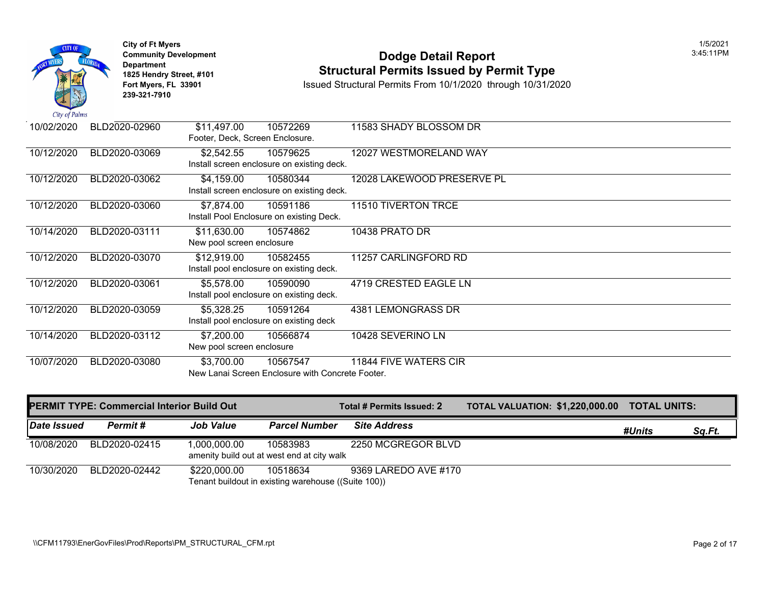City of Ft Myers
Community Development Department
1825 Hendry Street, #101
Fort Myers, FL 33901
239-321-7910

# Dodge Detail Report
## Structural Permits Issued by Permit Type

Issued Structural Permits From 10/1/2020 through 10/31/2020

| Date Issued | Permit # | Job Value | Parcel Number | Site Address |
|---|---|---|---|---|
| 10/02/2020 | BLD2020-02960 | $11,497.00 | 10572269 | 11583 SHADY BLOSSOM DR |
| | | Footer, Deck, Screen Enclosure. | | |
| 10/12/2020 | BLD2020-03069 | $2,542.55 | 10579625 | 12027 WESTMORELAND WAY |
| | | Install screen enclosure on existing deck. | | |
| 10/12/2020 | BLD2020-03062 | $4,159.00 | 10580344 | 12028 LAKEWOOD PRESERVE PL |
| | | Install screen enclosure on existing deck. | | |
| 10/12/2020 | BLD2020-03060 | $7,874.00 | 10591186 | 11510 TIVERTON TRCE |
| | | Install Pool Enclosure on existing Deck. | | |
| 10/14/2020 | BLD2020-03111 | $11,630.00 | 10574862 | 10438 PRATO DR |
| | | New pool screen enclosure | | |
| 10/12/2020 | BLD2020-03070 | $12,919.00 | 10582455 | 11257 CARLINGFORD RD |
| | | Install pool enclosure on existing deck. | | |
| 10/12/2020 | BLD2020-03061 | $5,578.00 | 10590090 | 4719 CRESTED EAGLE LN |
| | | Install pool enclosure on existing deck. | | |
| 10/12/2020 | BLD2020-03059 | $5,328.25 | 10591264 | 4381 LEMONGRASS DR |
| | | Install pool enclosure on existing deck | | |
| 10/14/2020 | BLD2020-03112 | $7,200.00 | 10566874 | 10428 SEVERINO LN |
| | | New pool screen enclosure | | |
| 10/07/2020 | BLD2020-03080 | $3,700.00 | 10567547 | 11844 FIVE WATERS CIR |
| | | New Lanai Screen Enclosure with Concrete Footer. | | |

**PERMIT TYPE: Commercial Interior Build Out** — **Total # Permits Issued: 2** — **TOTAL VALUATION: $1,220,000.00** — **TOTAL UNITS:**

| *Date Issued* | *Permit #* | *Job Value* | *Parcel Number* | *Site Address* | *#Units* | *Sq.Ft.* |
|---|---|---|---|---|---|---|
| 10/08/2020 | BLD2020-02415 | 1,000,000.00 | 10583983 | 2250 MCGREGOR BLVD | | |
| | | amenity build out at west end at city walk | | | | |
| 10/30/2020 | BLD2020-02442 | $220,000.00 | 10518634 | 9369 LAREDO AVE #170 | | |
| | | Tenant buildout in existing warehouse ((Suite 100)) | | | | |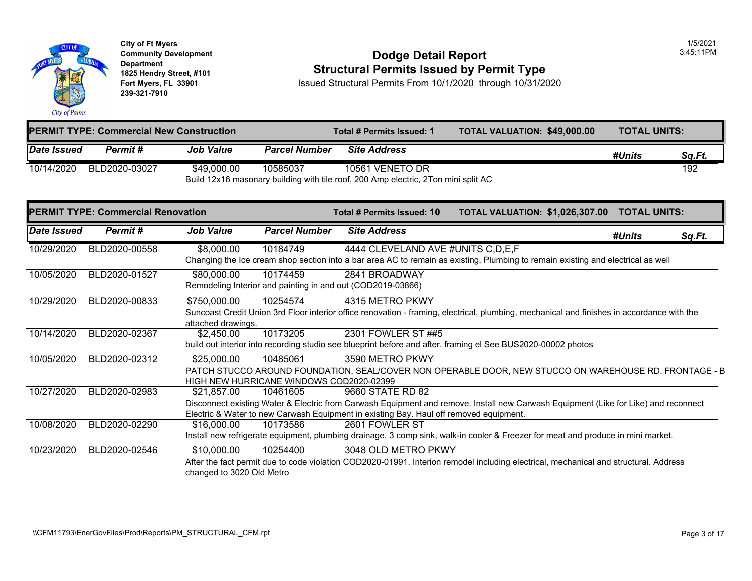City of Ft Myers
Community Development Department
1825 Hendry Street, #101
Fort Myers, FL 33901
239-321-7910

1/5/2021
3:45:11PM

# Dodge Detail Report
## Structural Permits Issued by Permit Type

Issued Structural Permits From 10/1/2020 through 10/31/2020

**PERMIT TYPE: Commercial New Construction** — **Total # Permits Issued: 1** — **TOTAL VALUATION: $49,000.00** — **TOTAL UNITS:**

| Date Issued | Permit # | Job Value | Parcel Number | Site Address | #Units | Sq.Ft. |
|---|---|---|---|---|---|---|
| 10/14/2020 | BLD2020-03027 | $49,000.00 | 10585037 | 10561 VENETO DR | | 192 |
| | | Build 12x16 masonary building with tile roof, 200 Amp electric, 2Ton mini split AC | | | | |

**PERMIT TYPE: Commercial Renovation** — **Total # Permits Issued: 10** — **TOTAL VALUATION: $1,026,307.00** — **TOTAL UNITS:**

| Date Issued | Permit # | Job Value | Parcel Number | Site Address | #Units | Sq.Ft. |
|---|---|---|---|---|---|---|
| 10/29/2020 | BLD2020-00558 | $8,000.00 | 10184749 | 4444 CLEVELAND AVE #UNITS C,D,E,F | | |
| | | Changing the Ice cream shop section into a bar area AC to remain as existing, Plumbing to remain existing and electrical as well | | | | |
| 10/05/2020 | BLD2020-01527 | $80,000.00 | 10174459 | 2841 BROADWAY | | |
| | | Remodeling Interior and painting in and out (COD2019-03866) | | | | |
| 10/29/2020 | BLD2020-00833 | $750,000.00 | 10254574 | 4315 METRO PKWY | | |
| | | Suncoast Credit Union 3rd Floor interior office renovation - framing, electrical, plumbing, mechanical and finishes in accordance with the attached drawings. | | | | |
| 10/14/2020 | BLD2020-02367 | $2,450.00 | 10173205 | 2301 FOWLER ST ##5 | | |
| | | build out interior into recording studio see blueprint before and after. framing el See BUS2020-00002 photos | | | | |
| 10/05/2020 | BLD2020-02312 | $25,000.00 | 10485061 | 3590 METRO PKWY | | |
| | | PATCH STUCCO AROUND FOUNDATION, SEAL/COVER NON OPERABLE DOOR, NEW STUCCO ON WAREHOUSE RD. FRONTAGE - B HIGH NEW HURRICANE WINDOWS COD2020-02399 | | | | |
| 10/27/2020 | BLD2020-02983 | $21,857.00 | 10461605 | 9660 STATE RD 82 | | |
| | | Disconnect existing Water & Electric from Carwash Equipment and remove. Install new Carwash Equipment (Like for Like) and reconnect Electric & Water to new Carwash Equipment in existing Bay. Haul off removed equipment. | | | | |
| 10/08/2020 | BLD2020-02290 | $16,000.00 | 10173586 | 2601 FOWLER ST | | |
| | | Install new refrigerate equipment, plumbing drainage, 3 comp sink, walk-in cooler & Freezer for meat and produce in mini market. | | | | |
| 10/23/2020 | BLD2020-02546 | $10,000.00 | 10254400 | 3048 OLD METRO PKWY | | |
| | | After the fact permit due to code violation COD2020-01991. Interion remodel including electrical, mechanical and structural. Address changed to 3020 Old Metro | | | | |

\\CFM11793\EnerGovFiles\Prod\Reports\PM_STRUCTURAL_CFM.rpt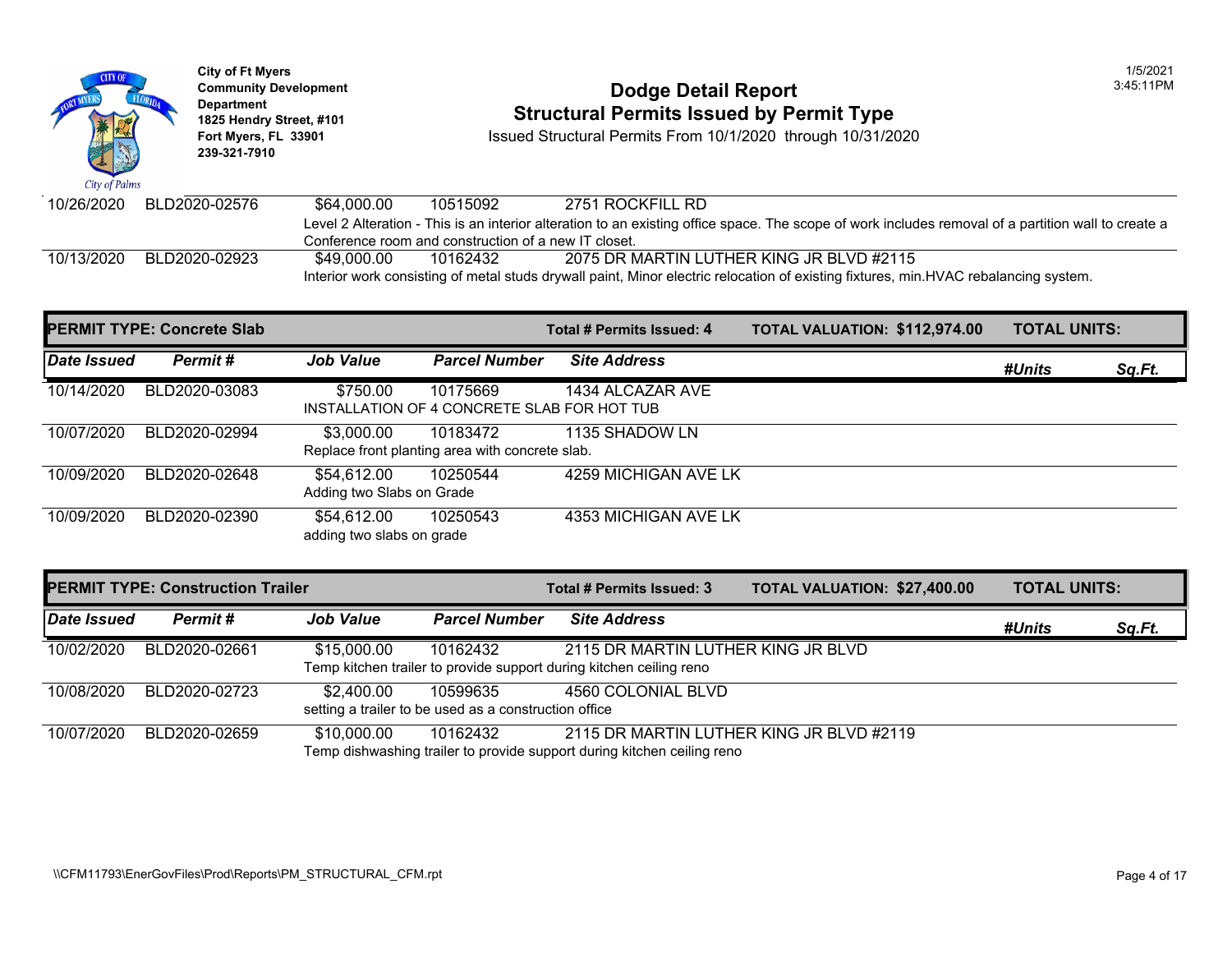City of Ft Myers
Community Development Department
1825 Hendry Street, #101
Fort Myers, FL 33901
239-321-7910

# Dodge Detail Report
## Structural Permits Issued by Permit Type

Issued Structural Permits From 10/1/2020 through 10/31/2020

1/5/2021
3:45:11PM

| Date Issued | Permit # | Job Value | Parcel Number | Site Address | #Units | Sq.Ft. |
|---|---|---|---|---|---|---|
| 10/26/2020 | BLD2020-02576 | $64,000.00 | 10515092 | 2751 ROCKFILL RD | | |
| | | Level 2 Alteration - This is an interior alteration to an existing office space. The scope of work includes removal of a partition wall to create a Conference room and construction of a new IT closet. | | | | |
| 10/13/2020 | BLD2020-02923 | $49,000.00 | 10162432 | 2075 DR MARTIN LUTHER KING JR BLVD #2115 | | |
| | | Interior work consisting of metal studs drywall paint, Minor electric relocation of existing fixtures, min.HVAC rebalancing system. | | | | |

**PERMIT TYPE: Concrete Slab** — Total # Permits Issued: 4 — TOTAL VALUATION: $112,974.00 — TOTAL UNITS:

| Date Issued | Permit # | Job Value | Parcel Number | Site Address | #Units | Sq.Ft. |
|---|---|---|---|---|---|---|
| 10/14/2020 | BLD2020-03083 | $750.00 | 10175669 | 1434 ALCAZAR AVE | | |
| | | INSTALLATION OF 4 CONCRETE SLAB FOR HOT TUB | | | | |
| 10/07/2020 | BLD2020-02994 | $3,000.00 | 10183472 | 1135 SHADOW LN | | |
| | | Replace front planting area with concrete slab. | | | | |
| 10/09/2020 | BLD2020-02648 | $54,612.00 | 10250544 | 4259 MICHIGAN AVE LK | | |
| | | Adding two Slabs on Grade | | | | |
| 10/09/2020 | BLD2020-02390 | $54,612.00 | 10250543 | 4353 MICHIGAN AVE LK | | |
| | | adding two slabs on grade | | | | |

**PERMIT TYPE: Construction Trailer** — Total # Permits Issued: 3 — TOTAL VALUATION: $27,400.00 — TOTAL UNITS:

| Date Issued | Permit # | Job Value | Parcel Number | Site Address | #Units | Sq.Ft. |
|---|---|---|---|---|---|---|
| 10/02/2020 | BLD2020-02661 | $15,000.00 | 10162432 | 2115 DR MARTIN LUTHER KING JR BLVD | | |
| | | Temp kitchen trailer to provide support during kitchen ceiling reno | | | | |
| 10/08/2020 | BLD2020-02723 | $2,400.00 | 10599635 | 4560 COLONIAL BLVD | | |
| | | setting a trailer to be used as a construction office | | | | |
| 10/07/2020 | BLD2020-02659 | $10,000.00 | 10162432 | 2115 DR MARTIN LUTHER KING JR BLVD #2119 | | |
| | | Temp dishwashing trailer to provide support during kitchen ceiling reno | | | | |

\\CFM11793\EnerGovFiles\Prod\Reports\PM_STRUCTURAL_CFM.rpt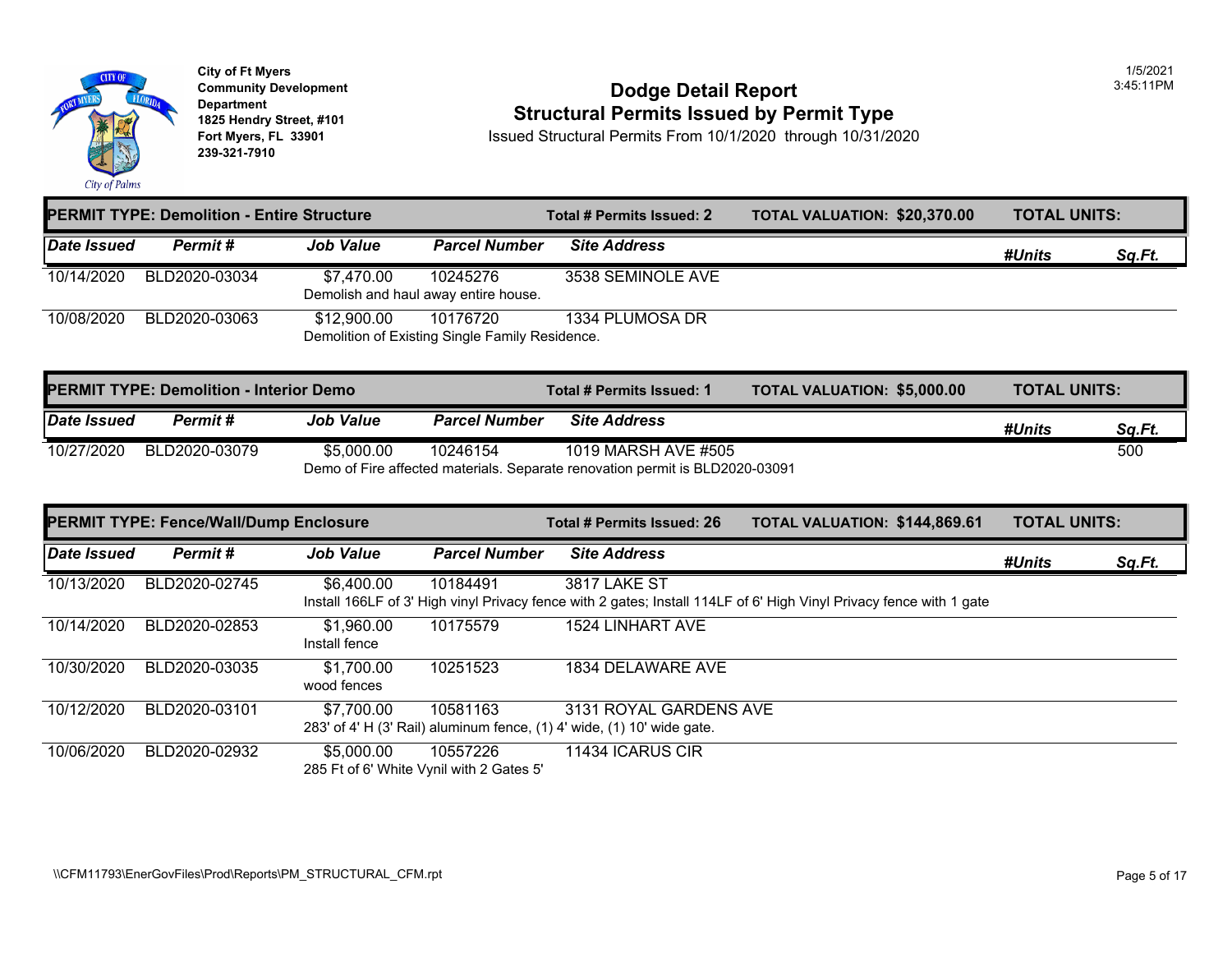City of Ft Myers
Community Development Department
1825 Hendry Street, #101
Fort Myers, FL 33901
239-321-7910

1/5/2021
3:45:11PM

# Dodge Detail Report
## Structural Permits Issued by Permit Type

Issued Structural Permits From 10/1/2020 through 10/31/2020

### PERMIT TYPE: Demolition - Entire Structure

**Total # Permits Issued: 2** | **TOTAL VALUATION: $20,370.00** | **TOTAL UNITS:**

| Date Issued | Permit # | Job Value | Parcel Number | Site Address | #Units | Sq.Ft. |
|---|---|---|---|---|---|---|
| 10/14/2020 | BLD2020-03034 | $7,470.00 | 10245276 | 3538 SEMINOLE AVE | | |
| | | Demolish and haul away entire house. | | | | |
| 10/08/2020 | BLD2020-03063 | $12,900.00 | 10176720 | 1334 PLUMOSA DR | | |
| | | Demolition of Existing Single Family Residence. | | | | |

### PERMIT TYPE: Demolition - Interior Demo

**Total # Permits Issued: 1** | **TOTAL VALUATION: $5,000.00** | **TOTAL UNITS:**

| Date Issued | Permit # | Job Value | Parcel Number | Site Address | #Units | Sq.Ft. |
|---|---|---|---|---|---|---|
| 10/27/2020 | BLD2020-03079 | $5,000.00 | 10246154 | 1019 MARSH AVE #505 | | 500 |
| | | Demo of Fire affected materials. Separate renovation permit is BLD2020-03091 | | | | |

### PERMIT TYPE: Fence/Wall/Dump Enclosure

**Total # Permits Issued: 26** | **TOTAL VALUATION: $144,869.61** | **TOTAL UNITS:**

| Date Issued | Permit # | Job Value | Parcel Number | Site Address | #Units | Sq.Ft. |
|---|---|---|---|---|---|---|
| 10/13/2020 | BLD2020-02745 | $6,400.00 | 10184491 | 3817 LAKE ST | | |
| | | Install 166LF of 3' High vinyl Privacy fence with 2 gates; Install 114LF of 6' High Vinyl Privacy fence with 1 gate | | | | |
| 10/14/2020 | BLD2020-02853 | $1,960.00 | 10175579 | 1524 LINHART AVE | | |
| | | Install fence | | | | |
| 10/30/2020 | BLD2020-03035 | $1,700.00 | 10251523 | 1834 DELAWARE AVE | | |
| | | wood fences | | | | |
| 10/12/2020 | BLD2020-03101 | $7,700.00 | 10581163 | 3131 ROYAL GARDENS AVE | | |
| | | 283' of 4' H (3' Rail) aluminum fence, (1) 4' wide, (1) 10' wide gate. | | | | |
| 10/06/2020 | BLD2020-02932 | $5,000.00 | 10557226 | 11434 ICARUS CIR | | |
| | | 285 Ft of 6' White Vynil with 2 Gates 5' | | | | |

\\CFM11793\EnerGovFiles\Prod\Reports\PM_STRUCTURAL_CFM.rpt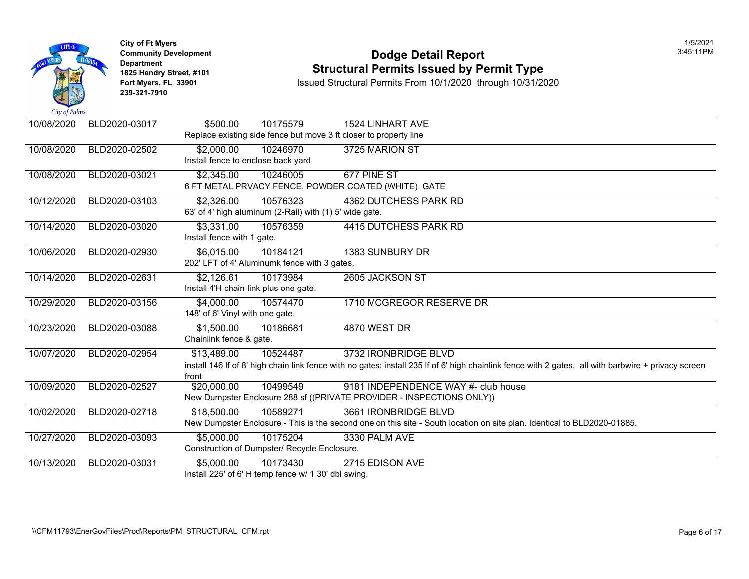City of Ft Myers
Community Development Department
1825 Hendry Street, #101
Fort Myers, FL 33901
239-321-7910

# Dodge Detail Report
## Structural Permits Issued by Permit Type

Issued Structural Permits From 10/1/2020 through 10/31/2020

| Date | Permit # | Valuation | Parcel | Address / Description |
|---|---|---|---|---|
| 10/08/2020 | BLD2020-03017 | $500.00 | 10175579 | 1524 LINHART AVE |
| | | | | Replace existing side fence but move 3 ft closer to property line |
| 10/08/2020 | BLD2020-02502 | $2,000.00 | 10246970 | 3725 MARION ST |
| | | | | Install fence to enclose back yard |
| 10/08/2020 | BLD2020-03021 | $2,345.00 | 10246005 | 677 PINE ST |
| | | | | 6 FT METAL PRVACY FENCE, POWDER COATED (WHITE) GATE |
| 10/12/2020 | BLD2020-03103 | $2,326.00 | 10576323 | 4362 DUTCHESS PARK RD |
| | | | | 63' of 4' high aluminum (2-Rail) with (1) 5' wide gate. |
| 10/14/2020 | BLD2020-03020 | $3,331.00 | 10576359 | 4415 DUTCHESS PARK RD |
| | | | | Install fence with 1 gate. |
| 10/06/2020 | BLD2020-02930 | $6,015.00 | 10184121 | 1383 SUNBURY DR |
| | | | | 202' LFT of 4' Aluminumk fence with 3 gates. |
| 10/14/2020 | BLD2020-02631 | $2,126.61 | 10173984 | 2605 JACKSON ST |
| | | | | Install 4'H chain-link plus one gate. |
| 10/29/2020 | BLD2020-03156 | $4,000.00 | 10574470 | 1710 MCGREGOR RESERVE DR |
| | | | | 148' of 6' Vinyl with one gate. |
| 10/23/2020 | BLD2020-03088 | $1,500.00 | 10186681 | 4870 WEST DR |
| | | | | Chainlink fence & gate. |
| 10/07/2020 | BLD2020-02954 | $13,489.00 | 10524487 | 3732 IRONBRIDGE BLVD |
| | | | | install 146 lf of 8' high chain link fence with no gates; install 235 lf of 6' high chainlink fence with 2 gates. all with barbwire + privacy screen front |
| 10/09/2020 | BLD2020-02527 | $20,000.00 | 10499549 | 9181 INDEPENDENCE WAY #- club house |
| | | | | New Dumpster Enclosure 288 sf ((PRIVATE PROVIDER - INSPECTIONS ONLY)) |
| 10/02/2020 | BLD2020-02718 | $18,500.00 | 10589271 | 3661 IRONBRIDGE BLVD |
| | | | | New Dumpster Enclosure - This is the second one on this site - South location on site plan. Identical to BLD2020-01885. |
| 10/27/2020 | BLD2020-03093 | $5,000.00 | 10175204 | 3330 PALM AVE |
| | | | | Construction of Dumpster/ Recycle Enclosure. |
| 10/13/2020 | BLD2020-03031 | $5,000.00 | 10173430 | 2715 EDISON AVE |
| | | | | Install 225' of 6' H temp fence w/ 1 30' dbl swing. |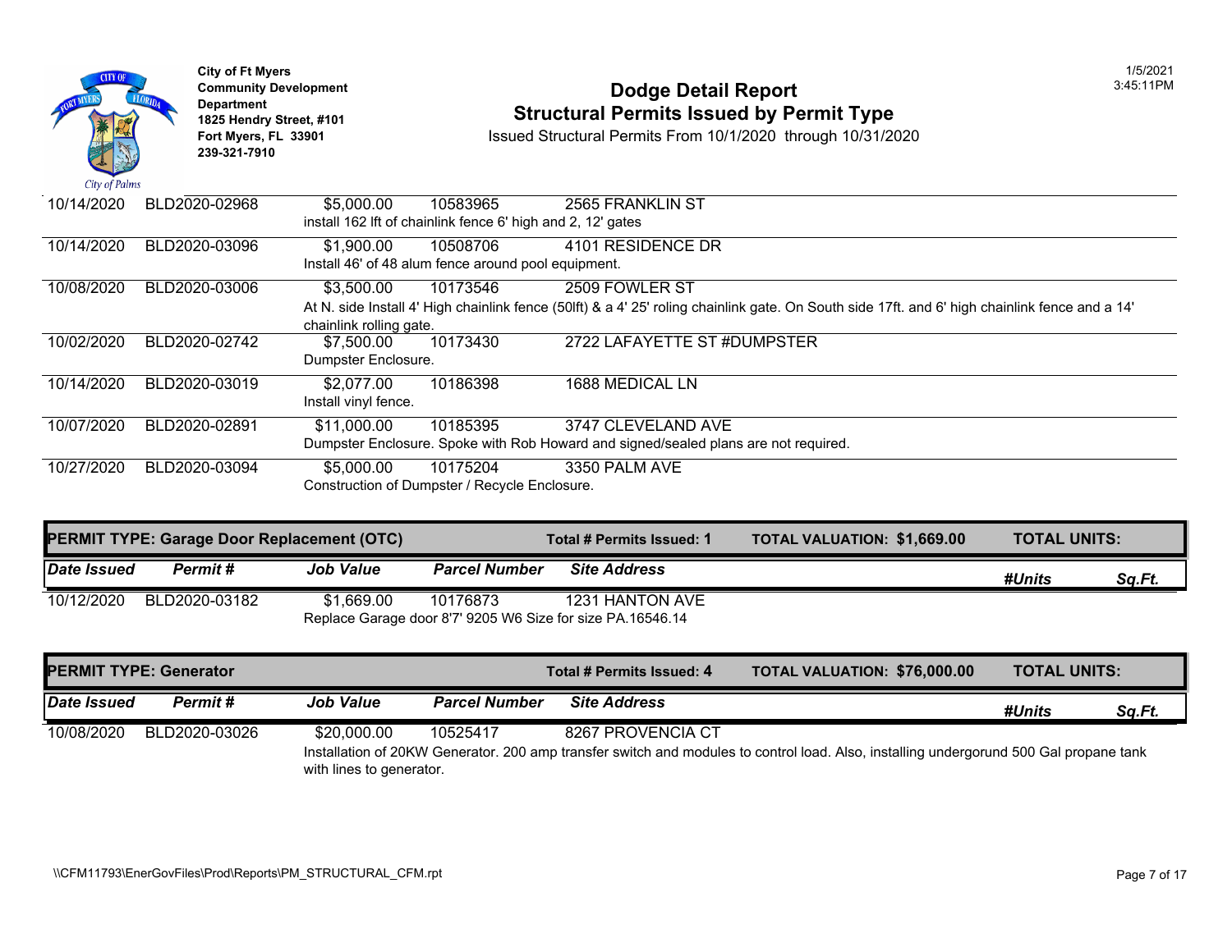City of Ft Myers
Community Development Department
1825 Hendry Street, #101
Fort Myers, FL 33901
239-321-7910

# Dodge Detail Report
## Structural Permits Issued by Permit Type

Issued Structural Permits From 10/1/2020 through 10/31/2020

1/5/2021 3:45:11PM

| Date Issued | Permit # | Job Value | Parcel Number | Site Address |
|---|---|---|---|---|
| 10/14/2020 | BLD2020-02968 | $5,000.00 | 10583965 | 2565 FRANKLIN ST |
| | | install 162 lft of chainlink fence 6' high and 2, 12' gates | | |
| 10/14/2020 | BLD2020-03096 | $1,900.00 | 10508706 | 4101 RESIDENCE DR |
| | | Install 46' of 48 alum fence around pool equipment. | | |
| 10/08/2020 | BLD2020-03006 | $3,500.00 | 10173546 | 2509 FOWLER ST |
| | | At N. side Install 4' High chainlink fence (50lft) & a 4' 25' roling chainlink gate. On South side 17ft. and 6' high chainlink fence and a 14' chainlink rolling gate. | | |
| 10/02/2020 | BLD2020-02742 | $7,500.00 | 10173430 | 2722 LAFAYETTE ST #DUMPSTER |
| | | Dumpster Enclosure. | | |
| 10/14/2020 | BLD2020-03019 | $2,077.00 | 10186398 | 1688 MEDICAL LN |
| | | Install vinyl fence. | | |
| 10/07/2020 | BLD2020-02891 | $11,000.00 | 10185395 | 3747 CLEVELAND AVE |
| | | Dumpster Enclosure. Spoke with Rob Howard and signed/sealed plans are not required. | | |
| 10/27/2020 | BLD2020-03094 | $5,000.00 | 10175204 | 3350 PALM AVE |
| | | Construction of Dumpster / Recycle Enclosure. | | |

**PERMIT TYPE: Garage Door Replacement (OTC)** — **Total # Permits Issued: 1** — **TOTAL VALUATION: $1,669.00** — **TOTAL UNITS:**

| Date Issued | Permit # | Job Value | Parcel Number | Site Address | #Units | Sq.Ft. |
|---|---|---|---|---|---|---|
| 10/12/2020 | BLD2020-03182 | $1,669.00 | 10176873 | 1231 HANTON AVE | | |
| | | Replace Garage door 8'7' 9205 W6 Size for size PA.16546.14 | | | | |

**PERMIT TYPE: Generator** — **Total # Permits Issued: 4** — **TOTAL VALUATION: $76,000.00** — **TOTAL UNITS:**

| Date Issued | Permit # | Job Value | Parcel Number | Site Address | #Units | Sq.Ft. |
|---|---|---|---|---|---|---|
| 10/08/2020 | BLD2020-03026 | $20,000.00 | 10525417 | 8267 PROVENCIA CT | | |
| | | Installation of 20KW Generator. 200 amp transfer switch and modules to control load. Also, installing undergorund 500 Gal propane tank with lines to generator. | | | | |

\\CFM11793\EnerGovFiles\Prod\Reports\PM_STRUCTURAL_CFM.rpt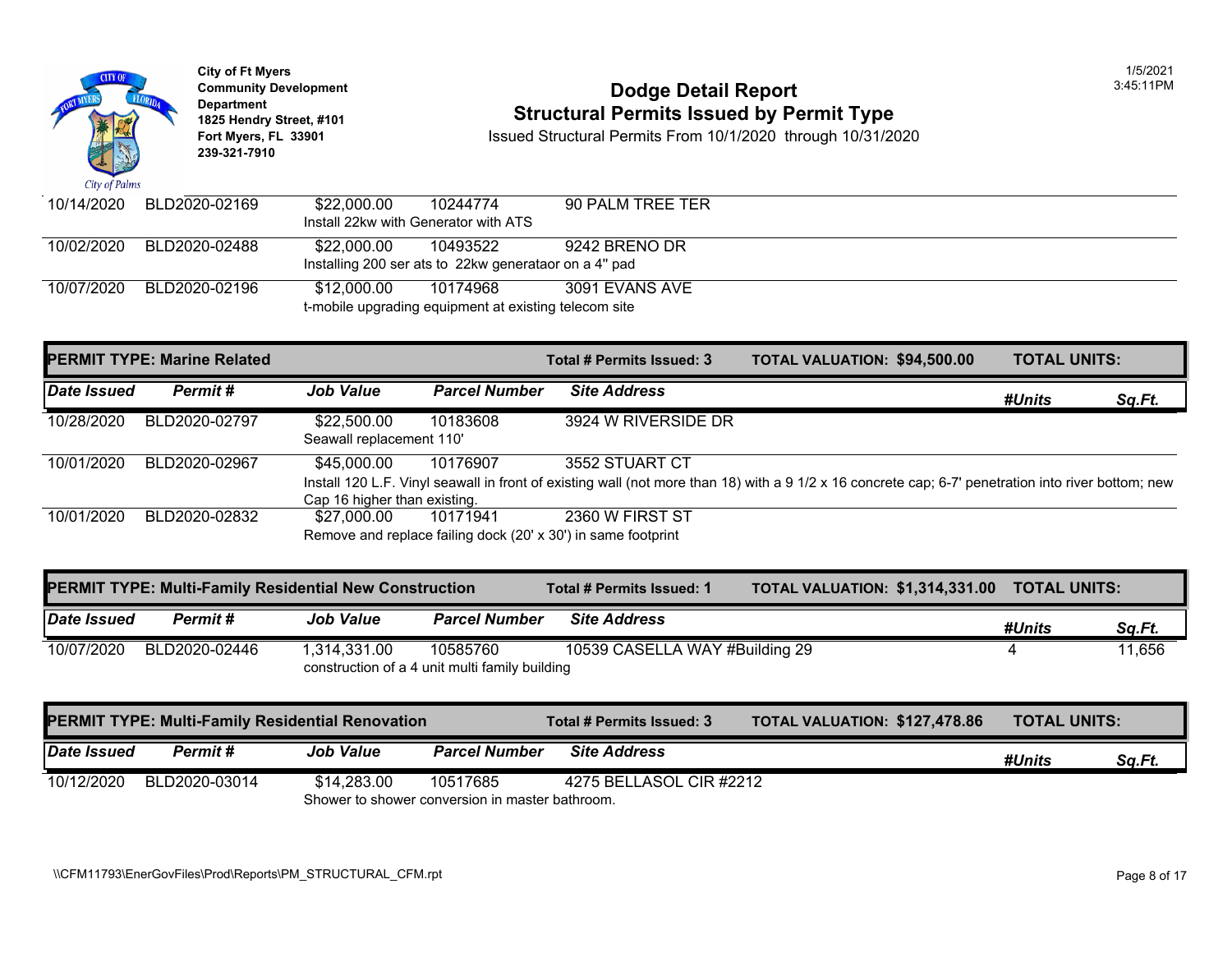**City of Ft Myers**
**Community Development Department**
**1825 Hendry Street, #101**
**Fort Myers, FL 33901**
**239-321-7910**

# Dodge Detail Report
## Structural Permits Issued by Permit Type

Issued Structural Permits From 10/1/2020 through 10/31/2020

1/5/2021
3:45:11PM

| Date Issued | Permit # | Job Value | Parcel Number | Site Address | #Units | Sq.Ft. |
|---|---|---|---|---|---|---|
| 10/14/2020 | BLD2020-02169 | $22,000.00 | 10244774 | 90 PALM TREE TER | | |
| | | Install 22kw with Generator with ATS | | | | |
| 10/02/2020 | BLD2020-02488 | $22,000.00 | 10493522 | 9242 BRENO DR | | |
| | | Installing 200 ser ats to 22kw generataor on a 4" pad | | | | |
| 10/07/2020 | BLD2020-02196 | $12,000.00 | 10174968 | 3091 EVANS AVE | | |
| | | t-mobile upgrading equipment at existing telecom site | | | | |

**PERMIT TYPE: Marine Related** — **Total # Permits Issued: 3** — **TOTAL VALUATION: $94,500.00** — **TOTAL UNITS:**

| Date Issued | Permit # | Job Value | Parcel Number | Site Address | #Units | Sq.Ft. |
|---|---|---|---|---|---|---|
| 10/28/2020 | BLD2020-02797 | $22,500.00 | 10183608 | 3924 W RIVERSIDE DR | | |
| | | Seawall replacement 110' | | | | |
| 10/01/2020 | BLD2020-02967 | $45,000.00 | 10176907 | 3552 STUART CT | | |
| | | Install 120 L.F. Vinyl seawall in front of existing wall (not more than 18) with a 9 1/2 x 16 concrete cap; 6-7' penetration into river bottom; new Cap 16 higher than existing. | | | | |
| 10/01/2020 | BLD2020-02832 | $27,000.00 | 10171941 | 2360 W FIRST ST | | |
| | | Remove and replace failing dock (20' x 30') in same footprint | | | | |

**PERMIT TYPE: Multi-Family Residential New Construction** — **Total # Permits Issued: 1** — **TOTAL VALUATION: $1,314,331.00** — **TOTAL UNITS:**

| Date Issued | Permit # | Job Value | Parcel Number | Site Address | #Units | Sq.Ft. |
|---|---|---|---|---|---|---|
| 10/07/2020 | BLD2020-02446 | 1,314,331.00 | 10585760 | 10539 CASELLA WAY #Building 29 | 4 | 11,656 |
| | | construction of a 4 unit multi family building | | | | |

**PERMIT TYPE: Multi-Family Residential Renovation** — **Total # Permits Issued: 3** — **TOTAL VALUATION: $127,478.86** — **TOTAL UNITS:**

| Date Issued | Permit # | Job Value | Parcel Number | Site Address | #Units | Sq.Ft. |
|---|---|---|---|---|---|---|
| 10/12/2020 | BLD2020-03014 | $14,283.00 | 10517685 | 4275 BELLASOL CIR #2212 | | |
| | | Shower to shower conversion in master bathroom. | | | | |

\\CFM11793\EnerGovFiles\Prod\Reports\PM_STRUCTURAL_CFM.rpt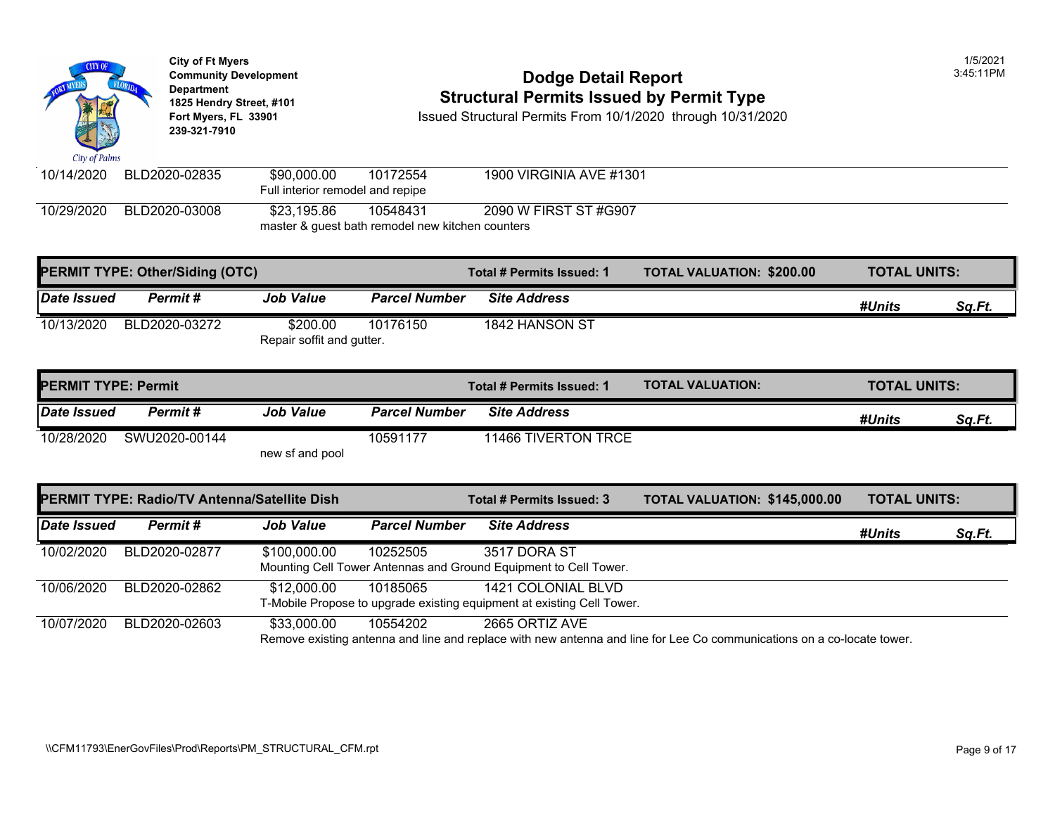City of Ft Myers
Community Development Department
1825 Hendry Street, #101
Fort Myers, FL 33901
239-321-7910

# Dodge Detail Report
## Structural Permits Issued by Permit Type
Issued Structural Permits From 10/1/2020 through 10/31/2020

1/5/2021
3:45:11PM

| Date Issued | Permit # | Job Value | Parcel Number | Site Address | #Units | Sq.Ft. |
|---|---|---|---|---|---|---|
| 10/14/2020 | BLD2020-02835 | $90,000.00 | 10172554 | 1900 VIRGINIA AVE #1301 | | |
| | | Full interior remodel and repipe | | | | |
| 10/29/2020 | BLD2020-03008 | $23,195.86 | 10548431 | 2090 W FIRST ST #G907 | | |
| | | master & guest bath remodel new kitchen counters | | | | |

**PERMIT TYPE: Other/Siding (OTC)** — Total # Permits Issued: 1 — TOTAL VALUATION: $200.00 — TOTAL UNITS:

| Date Issued | Permit # | Job Value | Parcel Number | Site Address | #Units | Sq.Ft. |
|---|---|---|---|---|---|---|
| 10/13/2020 | BLD2020-03272 | $200.00 | 10176150 | 1842 HANSON ST | | |
| | | Repair soffit and gutter. | | | | |

**PERMIT TYPE: Permit** — Total # Permits Issued: 1 — TOTAL VALUATION: — TOTAL UNITS:

| Date Issued | Permit # | Job Value | Parcel Number | Site Address | #Units | Sq.Ft. |
|---|---|---|---|---|---|---|
| 10/28/2020 | SWU2020-00144 | | 10591177 | 11466 TIVERTON TRCE | | |
| | | new sf and pool | | | | |

**PERMIT TYPE: Radio/TV Antenna/Satellite Dish** — Total # Permits Issued: 3 — TOTAL VALUATION: $145,000.00 — TOTAL UNITS:

| Date Issued | Permit # | Job Value | Parcel Number | Site Address | #Units | Sq.Ft. |
|---|---|---|---|---|---|---|
| 10/02/2020 | BLD2020-02877 | $100,000.00 | 10252505 | 3517 DORA ST | | |
| | | Mounting Cell Tower Antennas and Ground Equipment to Cell Tower. | | | | |
| 10/06/2020 | BLD2020-02862 | $12,000.00 | 10185065 | 1421 COLONIAL BLVD | | |
| | | T-Mobile Propose to upgrade existing equipment at existing Cell Tower. | | | | |
| 10/07/2020 | BLD2020-02603 | $33,000.00 | 10554202 | 2665 ORTIZ AVE | | |
| | | Remove existing antenna and line and replace with new antenna and line for Lee Co communications on a co-locate tower. | | | | |

\\CFM11793\EnerGovFiles\Prod\Reports\PM_STRUCTURAL_CFM.rpt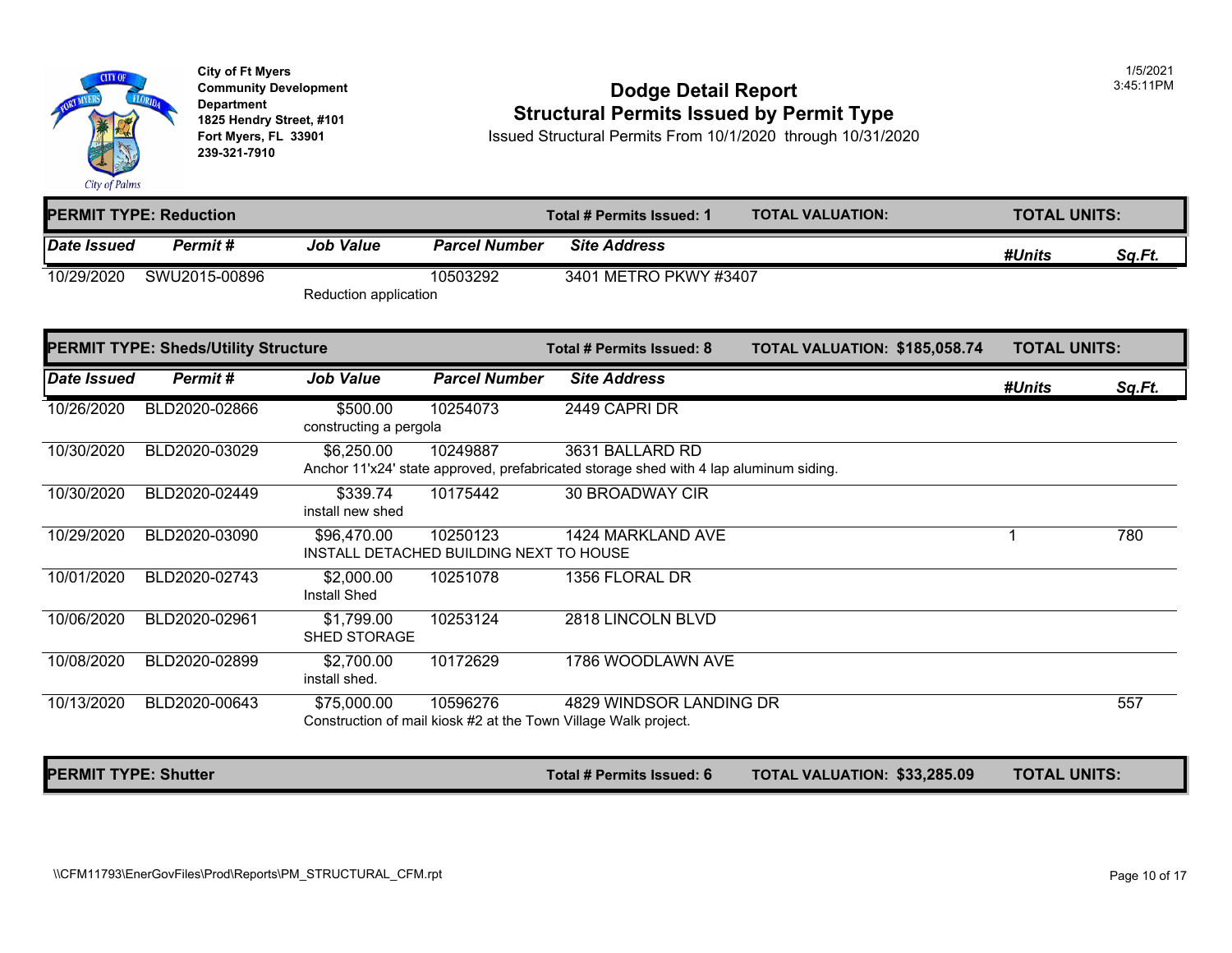City of Ft Myers
Community Development Department
1825 Hendry Street, #101
Fort Myers, FL 33901
239-321-7910

# Dodge Detail Report

## Structural Permits Issued by Permit Type

Issued Structural Permits From 10/1/2020 through 10/31/2020

1/5/2021
3:45:11PM

**PERMIT TYPE: Reduction** — **Total # Permits Issued: 1** — **TOTAL VALUATION:** — **TOTAL UNITS:**

| Date Issued | Permit # | Job Value | Parcel Number | Site Address | #Units | Sq.Ft. |
|---|---|---|---|---|---|---|
| 10/29/2020 | SWU2015-00896 | | 10503292 | 3401 METRO PKWY #3407 | | |
| | | Reduction application | | | | |

**PERMIT TYPE: Sheds/Utility Structure** — **Total # Permits Issued: 8** — **TOTAL VALUATION: $185,058.74** — **TOTAL UNITS:**

| Date Issued | Permit # | Job Value | Parcel Number | Site Address | #Units | Sq.Ft. |
|---|---|---|---|---|---|---|
| 10/26/2020 | BLD2020-02866 | $500.00 | 10254073 | 2449 CAPRI DR | | |
| | | constructing a pergola | | | | |
| 10/30/2020 | BLD2020-03029 | $6,250.00 | 10249887 | 3631 BALLARD RD | | |
| | | Anchor 11'x24' state approved, prefabricated storage shed with 4 lap aluminum siding. | | | | |
| 10/30/2020 | BLD2020-02449 | $339.74 | 10175442 | 30 BROADWAY CIR | | |
| | | install new shed | | | | |
| 10/29/2020 | BLD2020-03090 | $96,470.00 | 10250123 | 1424 MARKLAND AVE | 1 | 780 |
| | | INSTALL DETACHED BUILDING NEXT TO HOUSE | | | | |
| 10/01/2020 | BLD2020-02743 | $2,000.00 | 10251078 | 1356 FLORAL DR | | |
| | | Install Shed | | | | |
| 10/06/2020 | BLD2020-02961 | $1,799.00 | 10253124 | 2818 LINCOLN BLVD | | |
| | | SHED STORAGE | | | | |
| 10/08/2020 | BLD2020-02899 | $2,700.00 | 10172629 | 1786 WOODLAWN AVE | | |
| | | install shed. | | | | |
| 10/13/2020 | BLD2020-00643 | $75,000.00 | 10596276 | 4829 WINDSOR LANDING DR | | 557 |
| | | Construction of mail kiosk #2 at the Town Village Walk project. | | | | |

**PERMIT TYPE: Shutter** — **Total # Permits Issued: 6** — **TOTAL VALUATION: $33,285.09** — **TOTAL UNITS:**

\\CFM11793\EnerGovFiles\Prod\Reports\PM_STRUCTURAL_CFM.rpt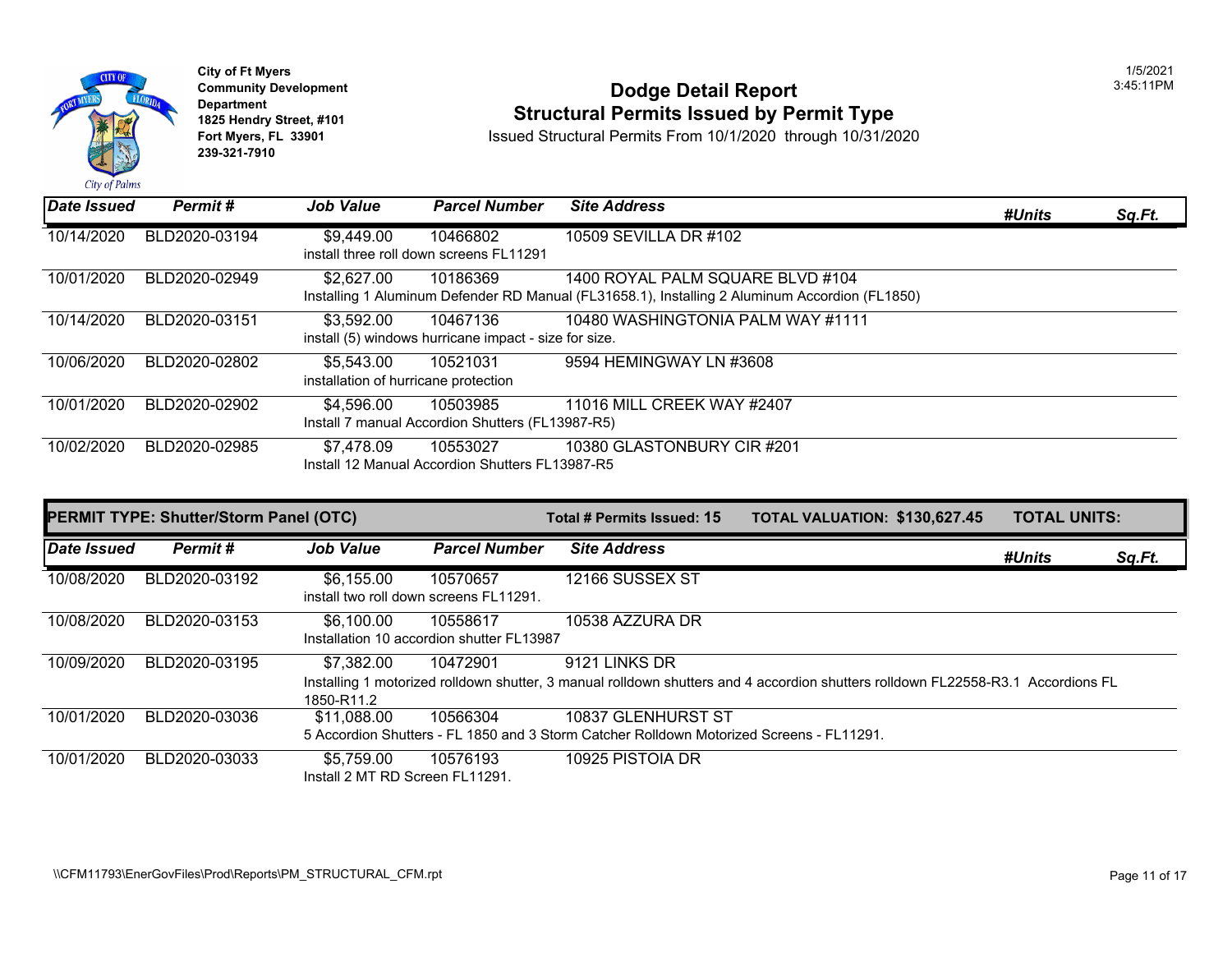City of Ft Myers
Community Development Department
1825 Hendry Street, #101
Fort Myers, FL 33901
239-321-7910

# Dodge Detail Report
## Structural Permits Issued by Permit Type

Issued Structural Permits From 10/1/2020 through 10/31/2020

1/5/2021
3:45:11PM

| Date Issued | Permit # | Job Value | Parcel Number | Site Address | #Units | Sq.Ft. |
|---|---|---|---|---|---|---|
| 10/14/2020 | BLD2020-03194 | $9,449.00 | 10466802 | 10509 SEVILLA DR #102 | | |
| | | install three roll down screens FL11291 | | | | |
| 10/01/2020 | BLD2020-02949 | $2,627.00 | 10186369 | 1400 ROYAL PALM SQUARE BLVD #104 | | |
| | | Installing 1 Aluminum Defender RD Manual (FL31658.1), Installing 2 Aluminum Accordion (FL1850) | | | | |
| 10/14/2020 | BLD2020-03151 | $3,592.00 | 10467136 | 10480 WASHINGTONIA PALM WAY #1111 | | |
| | | install (5) windows hurricane impact - size for size. | | | | |
| 10/06/2020 | BLD2020-02802 | $5,543.00 | 10521031 | 9594 HEMINGWAY LN #3608 | | |
| | | installation of hurricane protection | | | | |
| 10/01/2020 | BLD2020-02902 | $4,596.00 | 10503985 | 11016 MILL CREEK WAY #2407 | | |
| | | Install 7 manual Accordion Shutters (FL13987-R5) | | | | |
| 10/02/2020 | BLD2020-02985 | $7,478.09 | 10553027 | 10380 GLASTONBURY CIR #201 | | |
| | | Install 12 Manual Accordion Shutters FL13987-R5 | | | | |

**PERMIT TYPE: Shutter/Storm Panel (OTC)** — **Total # Permits Issued: 15** — **TOTAL VALUATION: $130,627.45** — **TOTAL UNITS:**

| Date Issued | Permit # | Job Value | Parcel Number | Site Address | #Units | Sq.Ft. |
|---|---|---|---|---|---|---|
| 10/08/2020 | BLD2020-03192 | $6,155.00 | 10570657 | 12166 SUSSEX ST | | |
| | | install two roll down screens FL11291. | | | | |
| 10/08/2020 | BLD2020-03153 | $6,100.00 | 10558617 | 10538 AZZURA DR | | |
| | | Installation 10 accordion shutter FL13987 | | | | |
| 10/09/2020 | BLD2020-03195 | $7,382.00 | 10472901 | 9121 LINKS DR | | |
| | | Installing 1 motorized rolldown shutter, 3 manual rolldown shutters and 4 accordion shutters rolldown FL22558-R3.1 Accordions FL 1850-R11.2 | | | | |
| 10/01/2020 | BLD2020-03036 | $11,088.00 | 10566304 | 10837 GLENHURST ST | | |
| | | 5 Accordion Shutters - FL 1850 and 3 Storm Catcher Rolldown Motorized Screens - FL11291. | | | | |
| 10/01/2020 | BLD2020-03033 | $5,759.00 | 10576193 | 10925 PISTOIA DR | | |
| | | Install 2 MT RD Screen FL11291. | | | | |

\\CFM11793\EnerGovFiles\Prod\Reports\PM_STRUCTURAL_CFM.rpt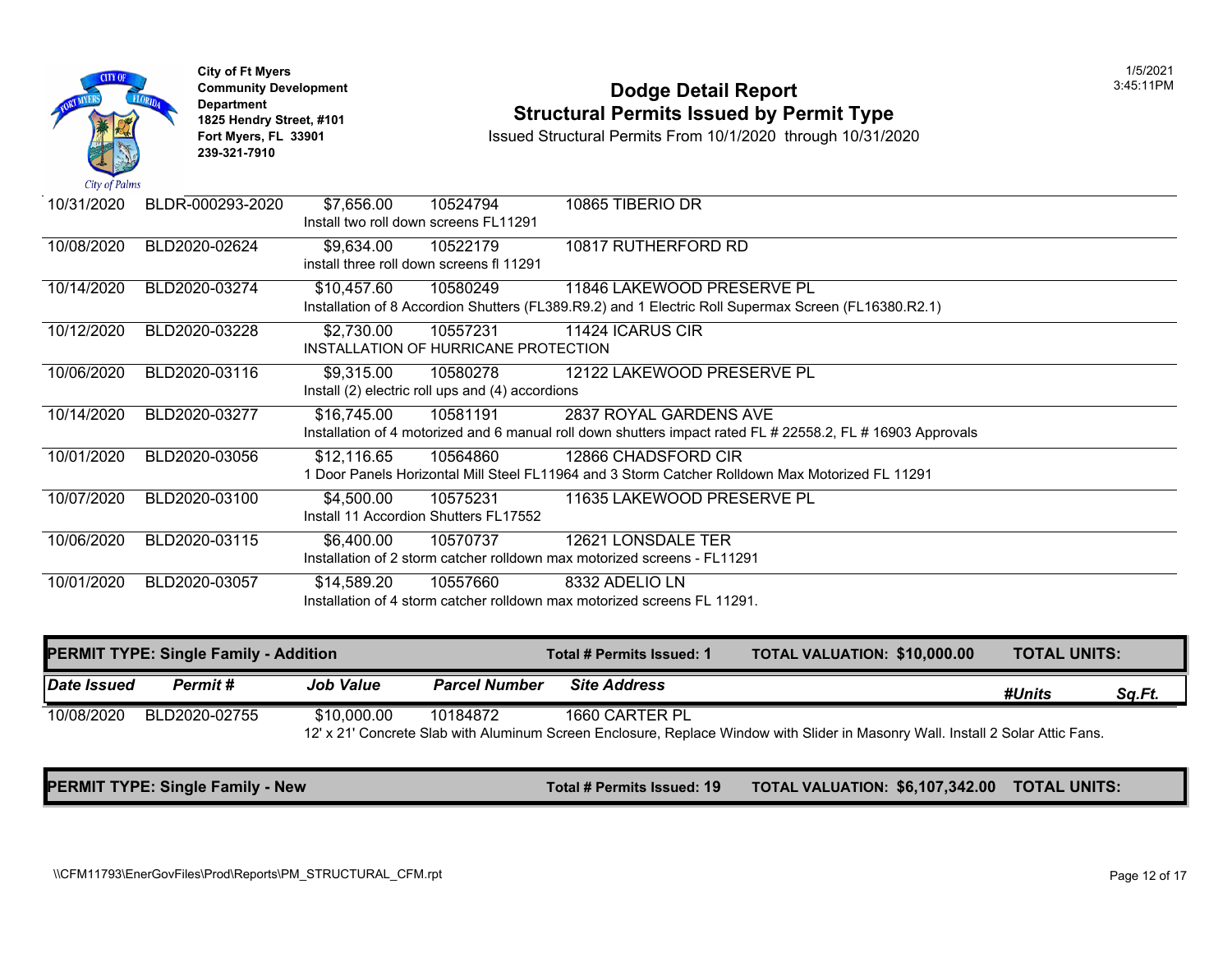City of Ft Myers
Community Development Department
1825 Hendry Street, #101
Fort Myers, FL 33901
239-321-7910

# Dodge Detail Report
## Structural Permits Issued by Permit Type

Issued Structural Permits From 10/1/2020 through 10/31/2020

1/5/2021
3:45:11PM

| Date Issued | Permit # | Job Value | Parcel Number | Site Address |
|---|---|---|---|---|
| 10/31/2020 | BLDR-000293-2020 | $7,656.00 | 10524794 | 10865 TIBERIO DR |
| | | Install two roll down screens FL11291 | | |
| 10/08/2020 | BLD2020-02624 | $9,634.00 | 10522179 | 10817 RUTHERFORD RD |
| | | install three roll down screens fl 11291 | | |
| 10/14/2020 | BLD2020-03274 | $10,457.60 | 10580249 | 11846 LAKEWOOD PRESERVE PL |
| | | Installation of 8 Accordion Shutters (FL389.R9.2) and 1 Electric Roll Supermax Screen (FL16380.R2.1) | | |
| 10/12/2020 | BLD2020-03228 | $2,730.00 | 10557231 | 11424 ICARUS CIR |
| | | INSTALLATION OF HURRICANE PROTECTION | | |
| 10/06/2020 | BLD2020-03116 | $9,315.00 | 10580278 | 12122 LAKEWOOD PRESERVE PL |
| | | Install (2) electric roll ups and (4) accordions | | |
| 10/14/2020 | BLD2020-03277 | $16,745.00 | 10581191 | 2837 ROYAL GARDENS AVE |
| | | Installation of 4 motorized and 6 manual roll down shutters impact rated FL # 22558.2, FL # 16903 Approvals | | |
| 10/01/2020 | BLD2020-03056 | $12,116.65 | 10564860 | 12866 CHADSFORD CIR |
| | | 1 Door Panels Horizontal Mill Steel FL11964 and 3 Storm Catcher Rolldown Max Motorized FL 11291 | | |
| 10/07/2020 | BLD2020-03100 | $4,500.00 | 10575231 | 11635 LAKEWOOD PRESERVE PL |
| | | Install 11 Accordion Shutters FL17552 | | |
| 10/06/2020 | BLD2020-03115 | $6,400.00 | 10570737 | 12621 LONSDALE TER |
| | | Installation of 2 storm catcher rolldown max motorized screens - FL11291 | | |
| 10/01/2020 | BLD2020-03057 | $14,589.20 | 10557660 | 8332 ADELIO LN |
| | | Installation of 4 storm catcher rolldown max motorized screens FL 11291. | | |

**PERMIT TYPE: Single Family - Addition** | **Total # Permits Issued: 1** | **TOTAL VALUATION: $10,000.00** | **TOTAL UNITS:**

| Date Issued | Permit # | Job Value | Parcel Number | Site Address | #Units | Sq.Ft. |
|---|---|---|---|---|---|---|
| 10/08/2020 | BLD2020-02755 | $10,000.00 | 10184872 | 1660 CARTER PL | | |
| | | 12' x 21' Concrete Slab with Aluminum Screen Enclosure, Replace Window with Slider in Masonry Wall. Install 2 Solar Attic Fans. | | | | |

**PERMIT TYPE: Single Family - New** | **Total # Permits Issued: 19** | **TOTAL VALUATION: $6,107,342.00** | **TOTAL UNITS:**

\\CFM11793\EnerGovFiles\Prod\Reports\PM_STRUCTURAL_CFM.rpt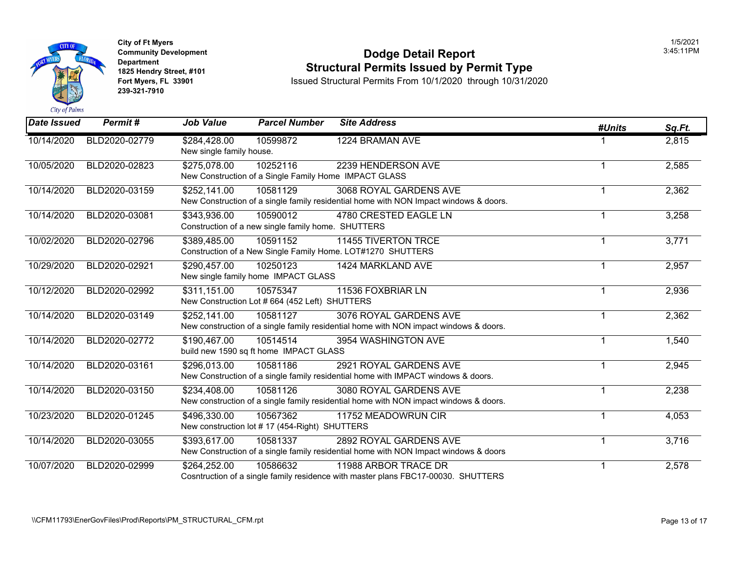City of Ft Myers
Community Development Department
1825 Hendry Street, #101
Fort Myers, FL 33901
239-321-7910

1/5/2021
3:45:11PM

# Dodge Detail Report
## Structural Permits Issued by Permit Type

Issued Structural Permits From 10/1/2020 through 10/31/2020

| Date Issued | Permit # | Job Value | Parcel Number | Site Address | #Units | Sq.Ft. |
|---|---|---|---|---|---|---|
| 10/14/2020 | BLD2020-02779 | $284,428.00 | 10599872 | 1224 BRAMAN AVE | 1 | 2,815 |
| | | New single family house. | | | | |
| 10/05/2020 | BLD2020-02823 | $275,078.00 | 10252116 | 2239 HENDERSON AVE | 1 | 2,585 |
| | | New Construction of a Single Family Home IMPACT GLASS | | | | |
| 10/14/2020 | BLD2020-03159 | $252,141.00 | 10581129 | 3068 ROYAL GARDENS AVE | 1 | 2,362 |
| | | New Construction of a single family residential home with NON Impact windows & doors. | | | | |
| 10/14/2020 | BLD2020-03081 | $343,936.00 | 10590012 | 4780 CRESTED EAGLE LN | 1 | 3,258 |
| | | Construction of a new single family home. SHUTTERS | | | | |
| 10/02/2020 | BLD2020-02796 | $389,485.00 | 10591152 | 11455 TIVERTON TRCE | 1 | 3,771 |
| | | Construction of a New Single Family Home. LOT#1270 SHUTTERS | | | | |
| 10/29/2020 | BLD2020-02921 | $290,457.00 | 10250123 | 1424 MARKLAND AVE | 1 | 2,957 |
| | | New single family home IMPACT GLASS | | | | |
| 10/12/2020 | BLD2020-02992 | $311,151.00 | 10575347 | 11536 FOXBRIAR LN | 1 | 2,936 |
| | | New Construction Lot # 664 (452 Left) SHUTTERS | | | | |
| 10/14/2020 | BLD2020-03149 | $252,141.00 | 10581127 | 3076 ROYAL GARDENS AVE | 1 | 2,362 |
| | | New construction of a single family residential home with NON impact windows & doors. | | | | |
| 10/14/2020 | BLD2020-02772 | $190,467.00 | 10514514 | 3954 WASHINGTON AVE | 1 | 1,540 |
| | | build new 1590 sq ft home IMPACT GLASS | | | | |
| 10/14/2020 | BLD2020-03161 | $296,013.00 | 10581186 | 2921 ROYAL GARDENS AVE | 1 | 2,945 |
| | | New Construction of a single family residential home with IMPACT windows & doors. | | | | |
| 10/14/2020 | BLD2020-03150 | $234,408.00 | 10581126 | 3080 ROYAL GARDENS AVE | 1 | 2,238 |
| | | New construction of a single family residential home with NON impact windows & doors. | | | | |
| 10/23/2020 | BLD2020-01245 | $496,330.00 | 10567362 | 11752 MEADOWRUN CIR | 1 | 4,053 |
| | | New construction lot # 17 (454-Right) SHUTTERS | | | | |
| 10/14/2020 | BLD2020-03055 | $393,617.00 | 10581337 | 2892 ROYAL GARDENS AVE | 1 | 3,716 |
| | | New Construction of a single family residential home with NON Impact windows & doors | | | | |
| 10/07/2020 | BLD2020-02999 | $264,252.00 | 10586632 | 11988 ARBOR TRACE DR | 1 | 2,578 |
| | | Cosntruction of a single family residence with master plans FBC17-00030. SHUTTERS | | | | |

\\CFM11793\EnerGovFiles\Prod\Reports\PM_STRUCTURAL_CFM.rpt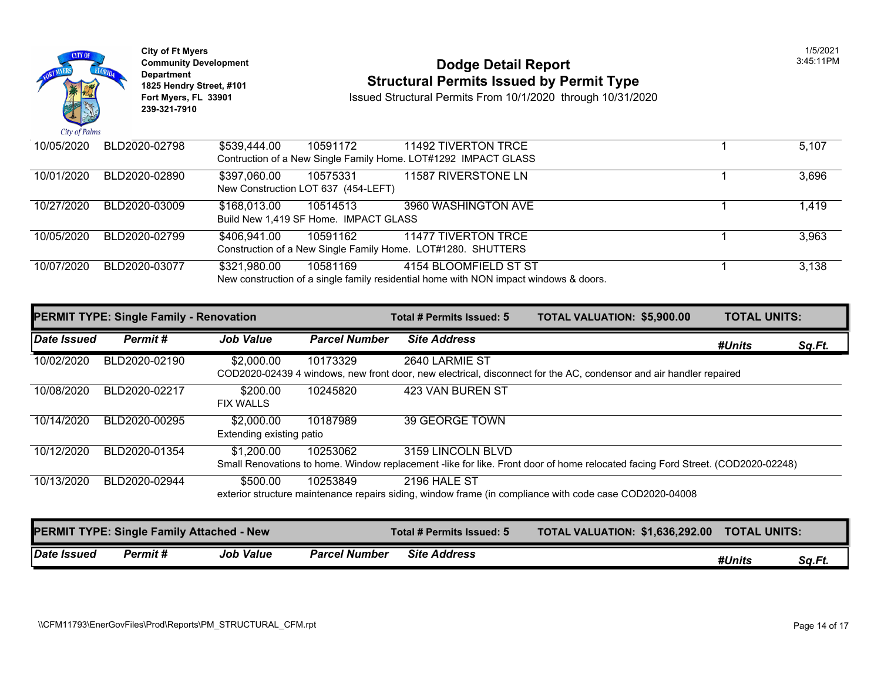City of Ft Myers
Community Development Department
1825 Hendry Street, #101
Fort Myers, FL 33901
239-321-7910

# Dodge Detail Report
## Structural Permits Issued by Permit Type
Issued Structural Permits From 10/1/2020 through 10/31/2020

1/5/2021
3:45:11PM

| Date Issued | Permit # | Job Value | Parcel Number | Site Address | #Units | Sq.Ft. |
|---|---|---|---|---|---|---|
| 10/05/2020 | BLD2020-02798 | $539,444.00 | 10591172 | 11492 TIVERTON TRCE | 1 | 5,107 |
| | | Contruction of a New Single Family Home. LOT#1292 IMPACT GLASS | | | | |
| 10/01/2020 | BLD2020-02890 | $397,060.00 | 10575331 | 11587 RIVERSTONE LN | 1 | 3,696 |
| | | New Construction LOT 637 (454-LEFT) | | | | |
| 10/27/2020 | BLD2020-03009 | $168,013.00 | 10514513 | 3960 WASHINGTON AVE | 1 | 1,419 |
| | | Build New 1,419 SF Home. IMPACT GLASS | | | | |
| 10/05/2020 | BLD2020-02799 | $406,941.00 | 10591162 | 11477 TIVERTON TRCE | 1 | 3,963 |
| | | Construction of a New Single Family Home. LOT#1280. SHUTTERS | | | | |
| 10/07/2020 | BLD2020-03077 | $321,980.00 | 10581169 | 4154 BLOOMFIELD ST ST | 1 | 3,138 |
| | | New construction of a single family residential home with NON impact windows & doors. | | | | |

**PERMIT TYPE: Single Family - Renovation** | **Total # Permits Issued: 5** | **TOTAL VALUATION: $5,900.00** | **TOTAL UNITS:**

| Date Issued | Permit # | Job Value | Parcel Number | Site Address | #Units | Sq.Ft. |
|---|---|---|---|---|---|---|
| 10/02/2020 | BLD2020-02190 | $2,000.00 | 10173329 | 2640 LARMIE ST | | |
| | | COD2020-02439 4 windows, new front door, new electrical, disconnect for the AC, condensor and air handler repaired | | | | |
| 10/08/2020 | BLD2020-02217 | $200.00 | 10245820 | 423 VAN BUREN ST | | |
| | | FIX WALLS | | | | |
| 10/14/2020 | BLD2020-00295 | $2,000.00 | 10187989 | 39 GEORGE TOWN | | |
| | | Extending existing patio | | | | |
| 10/12/2020 | BLD2020-01354 | $1,200.00 | 10253062 | 3159 LINCOLN BLVD | | |
| | | Small Renovations to home. Window replacement -like for like. Front door of home relocated facing Ford Street. (COD2020-02248) | | | | |
| 10/13/2020 | BLD2020-02944 | $500.00 | 10253849 | 2196 HALE ST | | |
| | | exterior structure maintenance repairs siding, window frame (in compliance with code case COD2020-04008 | | | | |

**PERMIT TYPE: Single Family Attached - New** | **Total # Permits Issued: 5** | **TOTAL VALUATION: $1,636,292.00** | **TOTAL UNITS:**

| Date Issued | Permit # | Job Value | Parcel Number | Site Address | #Units | Sq.Ft. |
|---|---|---|---|---|---|---|

\\CFM11793\EnerGovFiles\Prod\Reports\PM_STRUCTURAL_CFM.rpt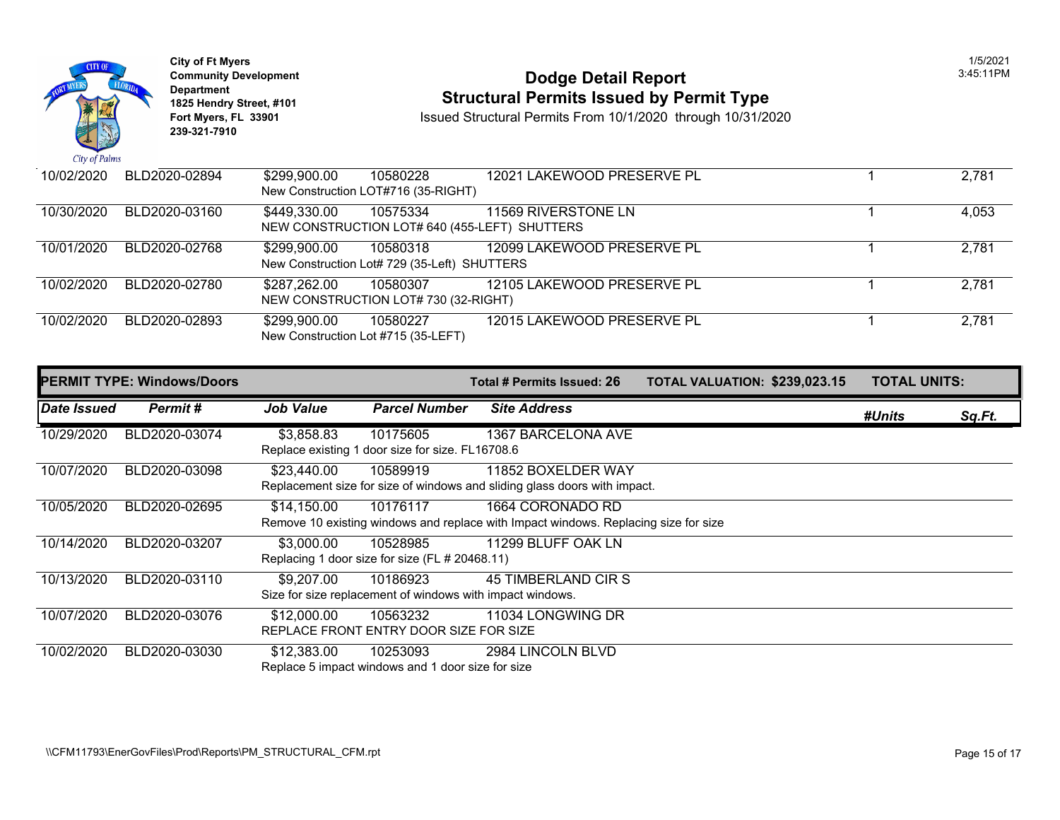City of Ft Myers
Community Development Department
1825 Hendry Street, #101
Fort Myers, FL 33901
239-321-7910

# Dodge Detail Report
## Structural Permits Issued by Permit Type
Issued Structural Permits From 10/1/2020 through 10/31/2020

| Date Issued | Permit # | Job Value | Parcel Number | Site Address | #Units | Sq.Ft. |
|---|---|---|---|---|---|---|
| 10/02/2020 | BLD2020-02894 | $299,900.00 | 10580228 | 12021 LAKEWOOD PRESERVE PL | 1 | 2,781 |
| | | New Construction LOT#716 (35-RIGHT) | | | | |
| 10/30/2020 | BLD2020-03160 | $449,330.00 | 10575334 | 11569 RIVERSTONE LN | 1 | 4,053 |
| | | NEW CONSTRUCTION LOT# 640 (455-LEFT) SHUTTERS | | | | |
| 10/01/2020 | BLD2020-02768 | $299,900.00 | 10580318 | 12099 LAKEWOOD PRESERVE PL | 1 | 2,781 |
| | | New Construction Lot# 729 (35-Left) SHUTTERS | | | | |
| 10/02/2020 | BLD2020-02780 | $287,262.00 | 10580307 | 12105 LAKEWOOD PRESERVE PL | 1 | 2,781 |
| | | NEW CONSTRUCTION LOT# 730 (32-RIGHT) | | | | |
| 10/02/2020 | BLD2020-02893 | $299,900.00 | 10580227 | 12015 LAKEWOOD PRESERVE PL | 1 | 2,781 |
| | | New Construction Lot #715 (35-LEFT) | | | | |

**PERMIT TYPE: Windows/Doors** — **Total # Permits Issued: 26** — **TOTAL VALUATION: $239,023.15** — **TOTAL UNITS:**

| Date Issued | Permit # | Job Value | Parcel Number | Site Address | #Units | Sq.Ft. |
|---|---|---|---|---|---|---|
| 10/29/2020 | BLD2020-03074 | $3,858.83 | 10175605 | 1367 BARCELONA AVE | | |
| | | Replace existing 1 door size for size. FL16708.6 | | | | |
| 10/07/2020 | BLD2020-03098 | $23,440.00 | 10589919 | 11852 BOXELDER WAY | | |
| | | Replacement size for size of windows and sliding glass doors with impact. | | | | |
| 10/05/2020 | BLD2020-02695 | $14,150.00 | 10176117 | 1664 CORONADO RD | | |
| | | Remove 10 existing windows and replace with Impact windows. Replacing size for size | | | | |
| 10/14/2020 | BLD2020-03207 | $3,000.00 | 10528985 | 11299 BLUFF OAK LN | | |
| | | Replacing 1 door size for size (FL # 20468.11) | | | | |
| 10/13/2020 | BLD2020-03110 | $9,207.00 | 10186923 | 45 TIMBERLAND CIR S | | |
| | | Size for size replacement of windows with impact windows. | | | | |
| 10/07/2020 | BLD2020-03076 | $12,000.00 | 10563232 | 11034 LONGWING DR | | |
| | | REPLACE FRONT ENTRY DOOR SIZE FOR SIZE | | | | |
| 10/02/2020 | BLD2020-03030 | $12,383.00 | 10253093 | 2984 LINCOLN BLVD | | |
| | | Replace 5 impact windows and 1 door size for size | | | | |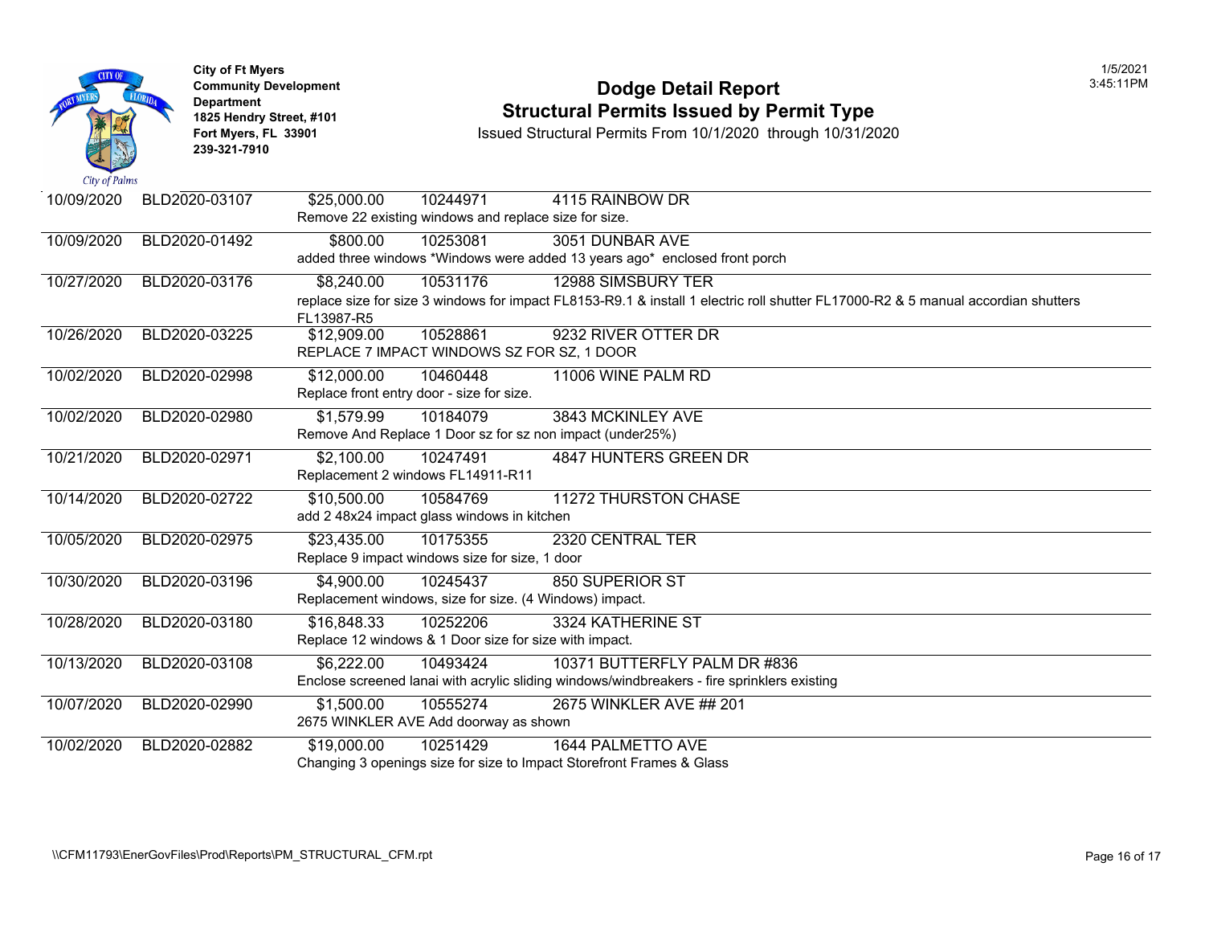City of Ft Myers
Community Development Department
1825 Hendry Street, #101
Fort Myers, FL 33901
239-321-7910

# Dodge Detail Report
## Structural Permits Issued by Permit Type

Issued Structural Permits From 10/1/2020 through 10/31/2020

1/5/2021
3:45:11PM

| Date | Permit | Value | Parcel | Address / Description |
|---|---|---|---|---|
| 10/09/2020 | BLD2020-03107 | $25,000.00 | 10244971 | 4115 RAINBOW DR |
| | | | | Remove 22 existing windows and replace size for size. |
| 10/09/2020 | BLD2020-01492 | $800.00 | 10253081 | 3051 DUNBAR AVE |
| | | | | added three windows *Windows were added 13 years ago* enclosed front porch |
| 10/27/2020 | BLD2020-03176 | $8,240.00 | 10531176 | 12988 SIMSBURY TER |
| | | | | replace size for size 3 windows for impact FL8153-R9.1 & install 1 electric roll shutter FL17000-R2 & 5 manual accordian shutters FL13987-R5 |
| 10/26/2020 | BLD2020-03225 | $12,909.00 | 10528861 | 9232 RIVER OTTER DR |
| | | | | REPLACE 7 IMPACT WINDOWS SZ FOR SZ, 1 DOOR |
| 10/02/2020 | BLD2020-02998 | $12,000.00 | 10460448 | 11006 WINE PALM RD |
| | | | | Replace front entry door - size for size. |
| 10/02/2020 | BLD2020-02980 | $1,579.99 | 10184079 | 3843 MCKINLEY AVE |
| | | | | Remove And Replace 1 Door sz for sz non impact (under25%) |
| 10/21/2020 | BLD2020-02971 | $2,100.00 | 10247491 | 4847 HUNTERS GREEN DR |
| | | | | Replacement 2 windows FL14911-R11 |
| 10/14/2020 | BLD2020-02722 | $10,500.00 | 10584769 | 11272 THURSTON CHASE |
| | | | | add 2 48x24 impact glass windows in kitchen |
| 10/05/2020 | BLD2020-02975 | $23,435.00 | 10175355 | 2320 CENTRAL TER |
| | | | | Replace 9 impact windows size for size, 1 door |
| 10/30/2020 | BLD2020-03196 | $4,900.00 | 10245437 | 850 SUPERIOR ST |
| | | | | Replacement windows, size for size. (4 Windows) impact. |
| 10/28/2020 | BLD2020-03180 | $16,848.33 | 10252206 | 3324 KATHERINE ST |
| | | | | Replace 12 windows & 1 Door size for size with impact. |
| 10/13/2020 | BLD2020-03108 | $6,222.00 | 10493424 | 10371 BUTTERFLY PALM DR #836 |
| | | | | Enclose screened lanai with acrylic sliding windows/windbreakers - fire sprinklers existing |
| 10/07/2020 | BLD2020-02990 | $1,500.00 | 10555274 | 2675 WINKLER AVE ## 201 |
| | | | | 2675 WINKLER AVE Add doorway as shown |
| 10/02/2020 | BLD2020-02882 | $19,000.00 | 10251429 | 1644 PALMETTO AVE |
| | | | | Changing 3 openings size for size to Impact Storefront Frames & Glass |

\\CFM11793\EnerGovFiles\Prod\Reports\PM_STRUCTURAL_CFM.rpt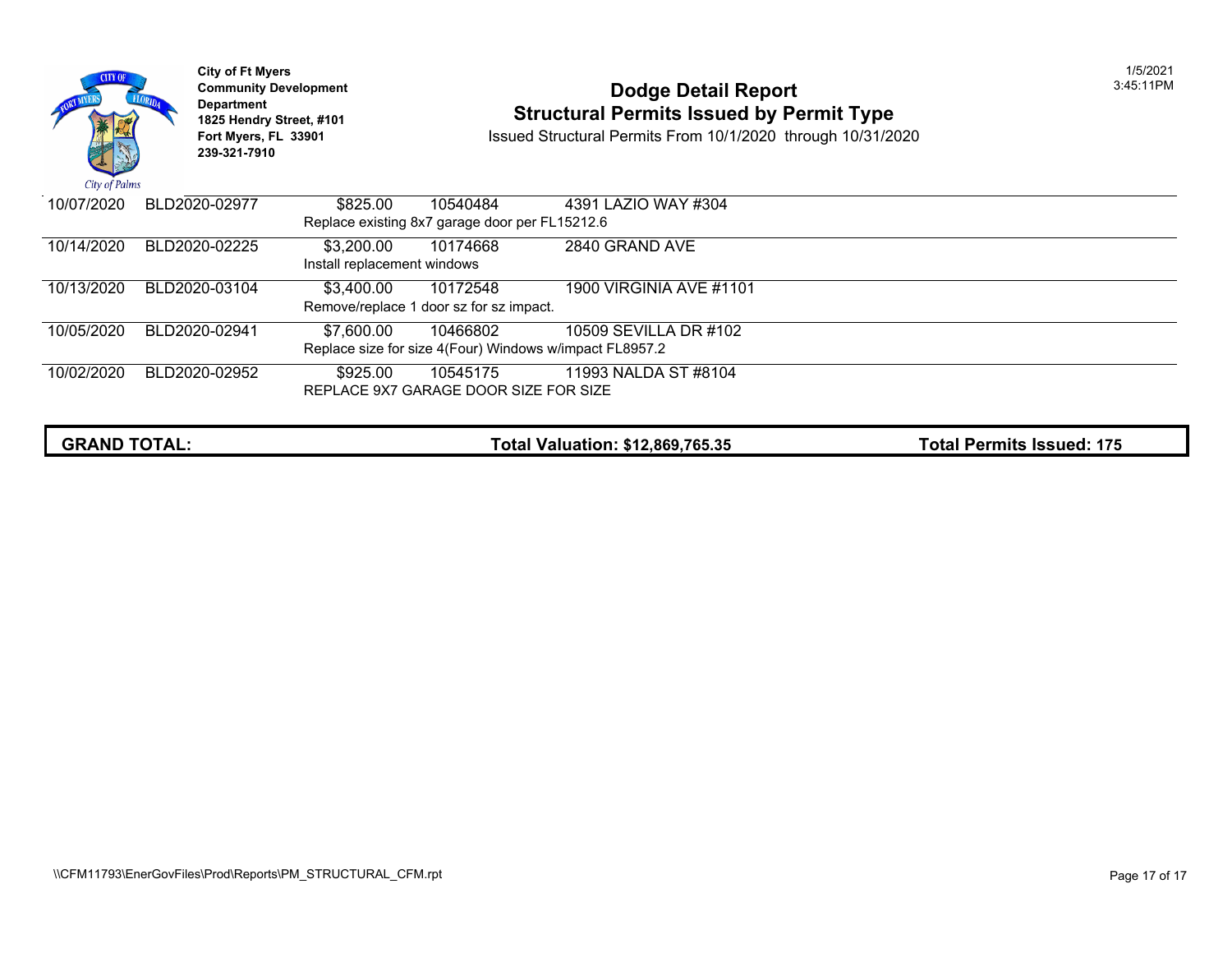City of Ft Myers
Community Development Department
1825 Hendry Street, #101
Fort Myers, FL 33901
239-321-7910

1/5/2021
3:45:11PM

# Dodge Detail Report
## Structural Permits Issued by Permit Type

Issued Structural Permits From 10/1/2020 through 10/31/2020

| | | | | |
|---|---|---|---|---|
| 10/07/2020 | BLD2020-02977 | $825.00 | 10540484 | 4391 LAZIO WAY #304 |
| | | Replace existing 8x7 garage door per FL15212.6 | | |
| 10/14/2020 | BLD2020-02225 | $3,200.00 | 10174668 | 2840 GRAND AVE |
| | | Install replacement windows | | |
| 10/13/2020 | BLD2020-03104 | $3,400.00 | 10172548 | 1900 VIRGINIA AVE #1101 |
| | | Remove/replace 1 door sz for sz impact. | | |
| 10/05/2020 | BLD2020-02941 | $7,600.00 | 10466802 | 10509 SEVILLA DR #102 |
| | | Replace size for size 4(Four) Windows w/impact FL8957.2 | | |
| 10/02/2020 | BLD2020-02952 | $925.00 | 10545175 | 11993 NALDA ST #8104 |
| | | REPLACE 9X7 GARAGE DOOR SIZE FOR SIZE | | |

**GRAND TOTAL:** **Total Valuation: $12,869,765.35** **Total Permits Issued: 175**

\\CFM11793\EnerGovFiles\Prod\Reports\PM_STRUCTURAL_CFM.rpt